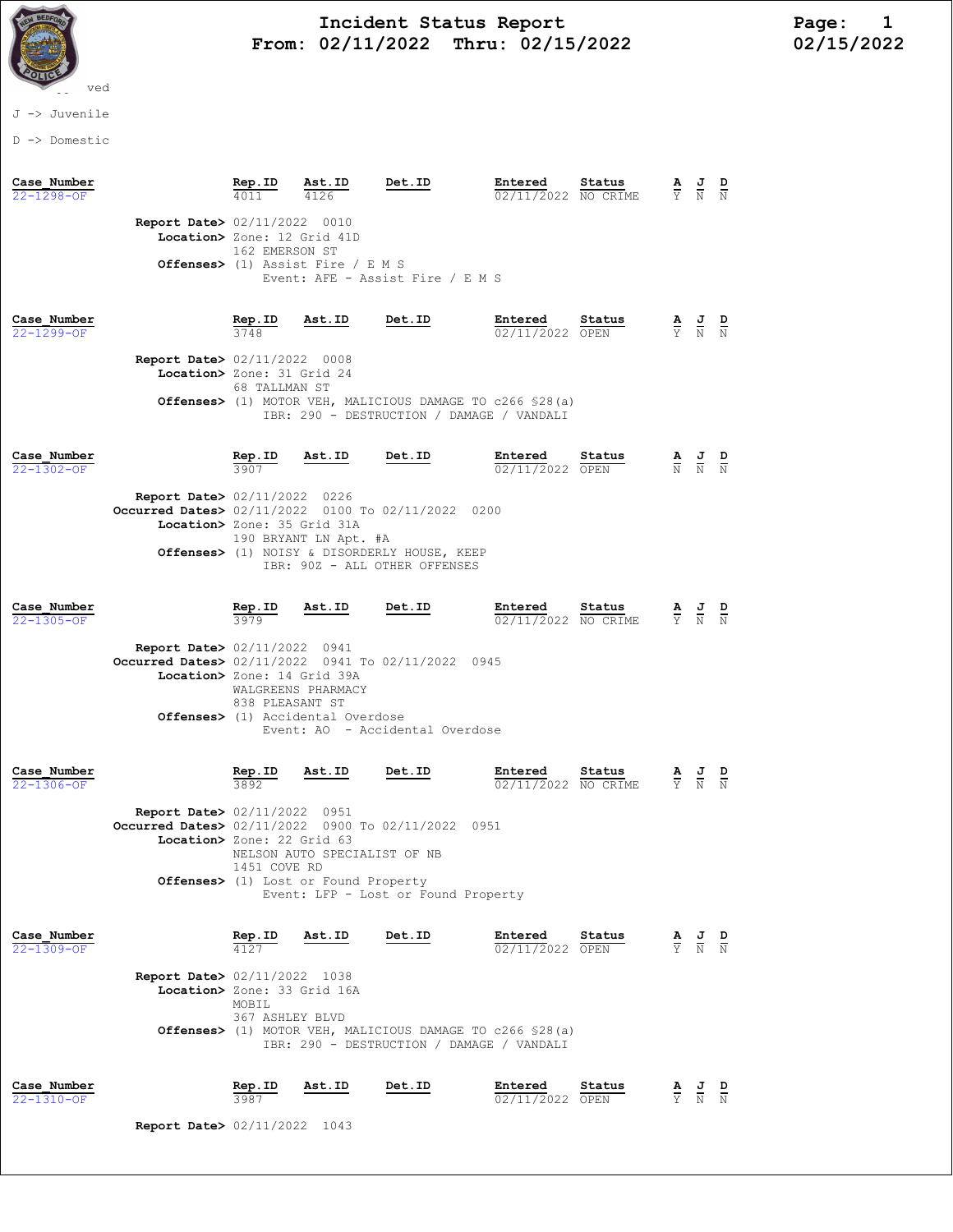# Incident Status Report
## From: 02/11/2022 Thru: 02/15/2022

ved

J -> Juvenile

D -> Domestic

| Case_Number | Rep.ID | Ast.ID | Det.ID | Entered | Status | A | J | D |
|---|---|---|---|---|---|---|---|---|
| 22-1298-OF | 4011 | 4126 | | 02/11/2022 | NO CRIME | Y | N | N |

**Report Date>** 02/11/2022 0010
**Location>** Zone: 12 Grid 41D
162 EMERSON ST
**Offenses>** (1) Assist Fire / E M S
Event: AFE - Assist Fire / E M S

| Case_Number | Rep.ID | Ast.ID | Det.ID | Entered | Status | A | J | D |
|---|---|---|---|---|---|---|---|---|
| 22-1299-OF | 3748 | | | 02/11/2022 | OPEN | Y | N | N |

**Report Date>** 02/11/2022 0008
**Location>** Zone: 31 Grid 24
68 TALLMAN ST
**Offenses>** (1) MOTOR VEH, MALICIOUS DAMAGE TO c266 §28(a)
IBR: 290 - DESTRUCTION / DAMAGE / VANDALI

| Case_Number | Rep.ID | Ast.ID | Det.ID | Entered | Status | A | J | D |
|---|---|---|---|---|---|---|---|---|
| 22-1302-OF | 3907 | | | 02/11/2022 | OPEN | N | N | N |

**Report Date>** 02/11/2022 0226
**Occurred Dates>** 02/11/2022 0100 To 02/11/2022 0200
**Location>** Zone: 35 Grid 31A
190 BRYANT LN Apt. #A
**Offenses>** (1) NOISY & DISORDERLY HOUSE, KEEP
IBR: 90Z - ALL OTHER OFFENSES

| Case_Number | Rep.ID | Ast.ID | Det.ID | Entered | Status | A | J | D |
|---|---|---|---|---|---|---|---|---|
| 22-1305-OF | 3979 | | | 02/11/2022 | NO CRIME | Y | N | N |

**Report Date>** 02/11/2022 0941
**Occurred Dates>** 02/11/2022 0941 To 02/11/2022 0945
**Location>** Zone: 14 Grid 39A
WALGREENS PHARMACY
838 PLEASANT ST
**Offenses>** (1) Accidental Overdose
Event: AO - Accidental Overdose

| Case_Number | Rep.ID | Ast.ID | Det.ID | Entered | Status | A | J | D |
|---|---|---|---|---|---|---|---|---|
| 22-1306-OF | 3892 | | | 02/11/2022 | NO CRIME | Y | N | N |

**Report Date>** 02/11/2022 0951
**Occurred Dates>** 02/11/2022 0900 To 02/11/2022 0951
**Location>** Zone: 22 Grid 63
NELSON AUTO SPECIALIST OF NB
1451 COVE RD
**Offenses>** (1) Lost or Found Property
Event: LFP - Lost or Found Property

| Case_Number | Rep.ID | Ast.ID | Det.ID | Entered | Status | A | J | D |
|---|---|---|---|---|---|---|---|---|
| 22-1309-OF | 4127 | | | 02/11/2022 | OPEN | Y | N | N |

**Report Date>** 02/11/2022 1038
**Location>** Zone: 33 Grid 16A
MOBIL
367 ASHLEY BLVD
**Offenses>** (1) MOTOR VEH, MALICIOUS DAMAGE TO c266 §28(a)
IBR: 290 - DESTRUCTION / DAMAGE / VANDALI

| Case_Number | Rep.ID | Ast.ID | Det.ID | Entered | Status | A | J | D |
|---|---|---|---|---|---|---|---|---|
| 22-1310-OF | 3987 | | | 02/11/2022 | OPEN | Y | N | N |

**Report Date>** 02/11/2022 1043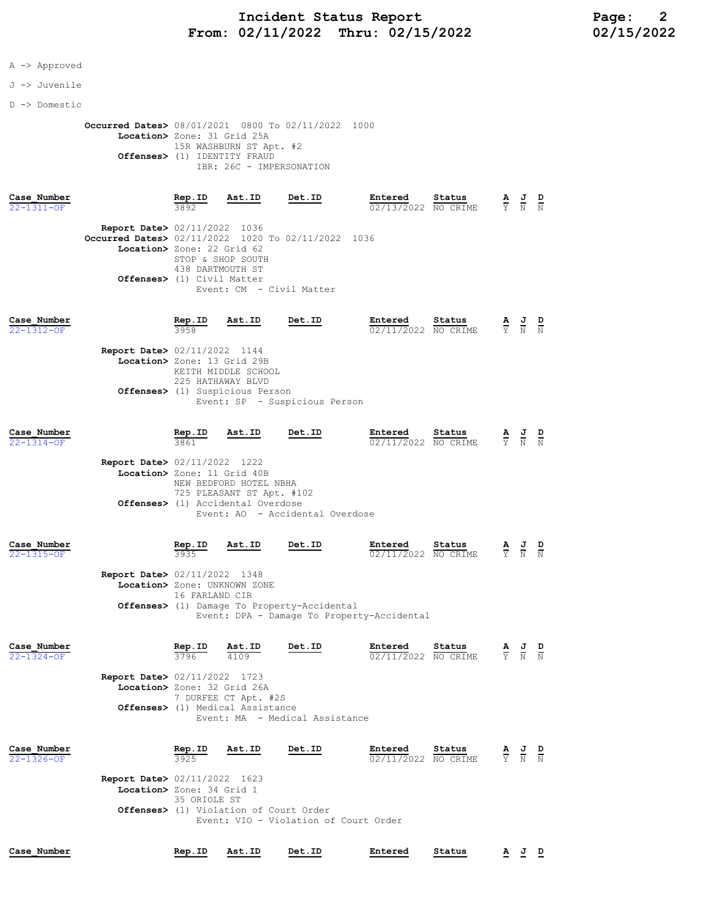# Incident Status Report
## From: 02/11/2022 Thru: 02/15/2022

A -> Approved

J -> Juvenile

D -> Domestic

**Occurred Dates>** 08/01/2021 0800 To 02/11/2022 1000
**Location>** Zone: 31 Grid 25A
15R WASHBURN ST Apt. #2
**Offenses>** (1) IDENTITY FRAUD
IBR: 26C - IMPERSONATION

| Case_Number | Rep.ID | Ast.ID | Det.ID | Entered | Status | A | J | D |
|---|---|---|---|---|---|---|---|---|
| 22-1311-OF | 3892 | | | 02/13/2022 | NO CRIME | Y | N | N |

**Report Date>** 02/11/2022 1036
**Occurred Dates>** 02/11/2022 1020 To 02/11/2022 1036
**Location>** Zone: 22 Grid 62
STOP & SHOP SOUTH
438 DARTMOUTH ST
**Offenses>** (1) Civil Matter
Event: CM - Civil Matter

| Case_Number | Rep.ID | Ast.ID | Det.ID | Entered | Status | A | J | D |
|---|---|---|---|---|---|---|---|---|
| 22-1312-OF | 3958 | | | 02/11/2022 | NO CRIME | Y | N | N |

**Report Date>** 02/11/2022 1144
**Location>** Zone: 13 Grid 29B
KEITH MIDDLE SCHOOL
225 HATHAWAY BLVD
**Offenses>** (1) Suspicious Person
Event: SP - Suspicious Person

| Case_Number | Rep.ID | Ast.ID | Det.ID | Entered | Status | A | J | D |
|---|---|---|---|---|---|---|---|---|
| 22-1314-OF | 3861 | | | 02/11/2022 | NO CRIME | Y | N | N |

**Report Date>** 02/11/2022 1222
**Location>** Zone: 11 Grid 40B
NEW BEDFORD HOTEL NBHA
725 PLEASANT ST Apt. #102
**Offenses>** (1) Accidental Overdose
Event: AO - Accidental Overdose

| Case_Number | Rep.ID | Ast.ID | Det.ID | Entered | Status | A | J | D |
|---|---|---|---|---|---|---|---|---|
| 22-1315-OF | 3935 | | | 02/11/2022 | NO CRIME | Y | N | N |

**Report Date>** 02/11/2022 1348
**Location>** Zone: UNKNOWN ZONE
16 FARLAND CIR
**Offenses>** (1) Damage To Property-Accidental
Event: DPA - Damage To Property-Accidental

| Case_Number | Rep.ID | Ast.ID | Det.ID | Entered | Status | A | J | D |
|---|---|---|---|---|---|---|---|---|
| 22-1324-OF | 3796 | 4109 | | 02/11/2022 | NO CRIME | Y | N | N |

**Report Date>** 02/11/2022 1723
**Location>** Zone: 32 Grid 26A
7 DURFEE CT Apt. #2S
**Offenses>** (1) Medical Assistance
Event: MA - Medical Assistance

| Case_Number | Rep.ID | Ast.ID | Det.ID | Entered | Status | A | J | D |
|---|---|---|---|---|---|---|---|---|
| 22-1326-OF | 3925 | | | 02/11/2022 | NO CRIME | Y | N | N |

**Report Date>** 02/11/2022 1623
**Location>** Zone: 34 Grid 1
35 ORIOLE ST
**Offenses>** (1) Violation of Court Order
Event: VIO - Violation of Court Order

| Case_Number | Rep.ID | Ast.ID | Det.ID | Entered | Status | A | J | D |
|---|---|---|---|---|---|---|---|---|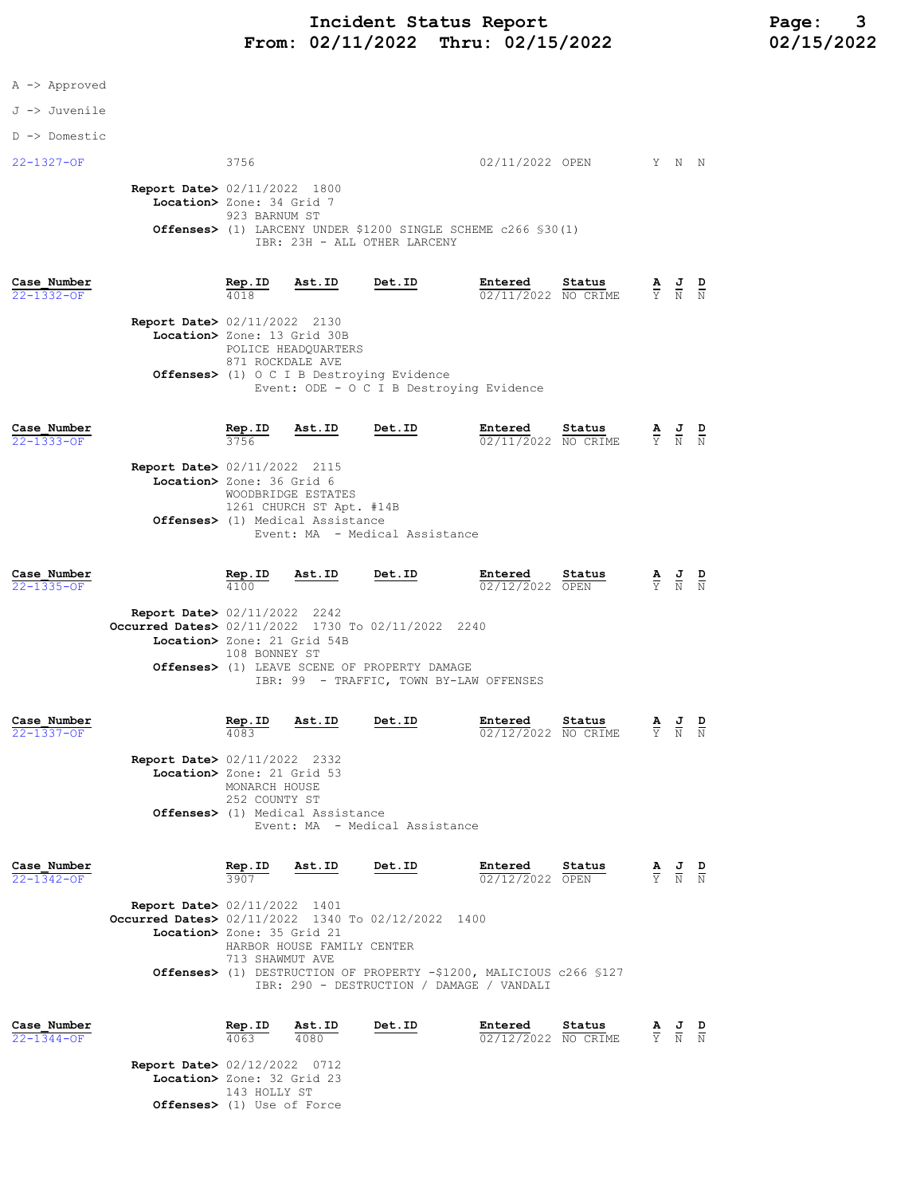A -> Approved

J -> Juvenile

D -> Domestic

| Case_Number | Rep.ID | Ast.ID | Det.ID | Entered | Status | A | J | D |
|---|---|---|---|---|---|---|---|---|
| 22-1327-OF | 3756 | | | 02/11/2022 | OPEN | Y | N | N |

**Report Date>** 02/11/2022 1800
**Location>** Zone: 34 Grid 7
923 BARNUM ST
**Offenses>** (1) LARCENY UNDER $1200 SINGLE SCHEME c266 §30(1)
IBR: 23H - ALL OTHER LARCENY

| Case_Number | Rep.ID | Ast.ID | Det.ID | Entered | Status | A | J | D |
|---|---|---|---|---|---|---|---|---|
| 22-1332-OF | 4018 | | | 02/11/2022 | NO CRIME | Y | N | N |

**Report Date>** 02/11/2022 2130
**Location>** Zone: 13 Grid 30B
POLICE HEADQUARTERS
871 ROCKDALE AVE
**Offenses>** (1) O C I B Destroying Evidence
Event: ODE - O C I B Destroying Evidence

| Case_Number | Rep.ID | Ast.ID | Det.ID | Entered | Status | A | J | D |
|---|---|---|---|---|---|---|---|---|
| 22-1333-OF | 3756 | | | 02/11/2022 | NO CRIME | Y | N | N |

**Report Date>** 02/11/2022 2115
**Location>** Zone: 36 Grid 6
WOODBRIDGE ESTATES
1261 CHURCH ST Apt. #14B
**Offenses>** (1) Medical Assistance
Event: MA - Medical Assistance

| Case_Number | Rep.ID | Ast.ID | Det.ID | Entered | Status | A | J | D |
|---|---|---|---|---|---|---|---|---|
| 22-1335-OF | 4100 | | | 02/12/2022 | OPEN | Y | N | N |

**Report Date>** 02/11/2022 2242
**Occurred Dates>** 02/11/2022 1730 To 02/11/2022 2240
**Location>** Zone: 21 Grid 54B
108 BONNEY ST
**Offenses>** (1) LEAVE SCENE OF PROPERTY DAMAGE
IBR: 99 - TRAFFIC, TOWN BY-LAW OFFENSES

| Case_Number | Rep.ID | Ast.ID | Det.ID | Entered | Status | A | J | D |
|---|---|---|---|---|---|---|---|---|
| 22-1337-OF | 4083 | | | 02/12/2022 | NO CRIME | Y | N | N |

**Report Date>** 02/11/2022 2332
**Location>** Zone: 21 Grid 53
MONARCH HOUSE
252 COUNTY ST
**Offenses>** (1) Medical Assistance
Event: MA - Medical Assistance

| Case_Number | Rep.ID | Ast.ID | Det.ID | Entered | Status | A | J | D |
|---|---|---|---|---|---|---|---|---|
| 22-1342-OF | 3907 | | | 02/12/2022 | OPEN | Y | N | N |

**Report Date>** 02/11/2022 1401
**Occurred Dates>** 02/11/2022 1340 To 02/12/2022 1400
**Location>** Zone: 35 Grid 21
HARBOR HOUSE FAMILY CENTER
713 SHAWMUT AVE
**Offenses>** (1) DESTRUCTION OF PROPERTY -$1200, MALICIOUS c266 §127
IBR: 290 - DESTRUCTION / DAMAGE / VANDALI

| Case_Number | Rep.ID | Ast.ID | Det.ID | Entered | Status | A | J | D |
|---|---|---|---|---|---|---|---|---|
| 22-1344-OF | 4063 | 4080 | | 02/12/2022 | NO CRIME | Y | N | N |

**Report Date>** 02/12/2022 0712
**Location>** Zone: 32 Grid 23
143 HOLLY ST
**Offenses>** (1) Use of Force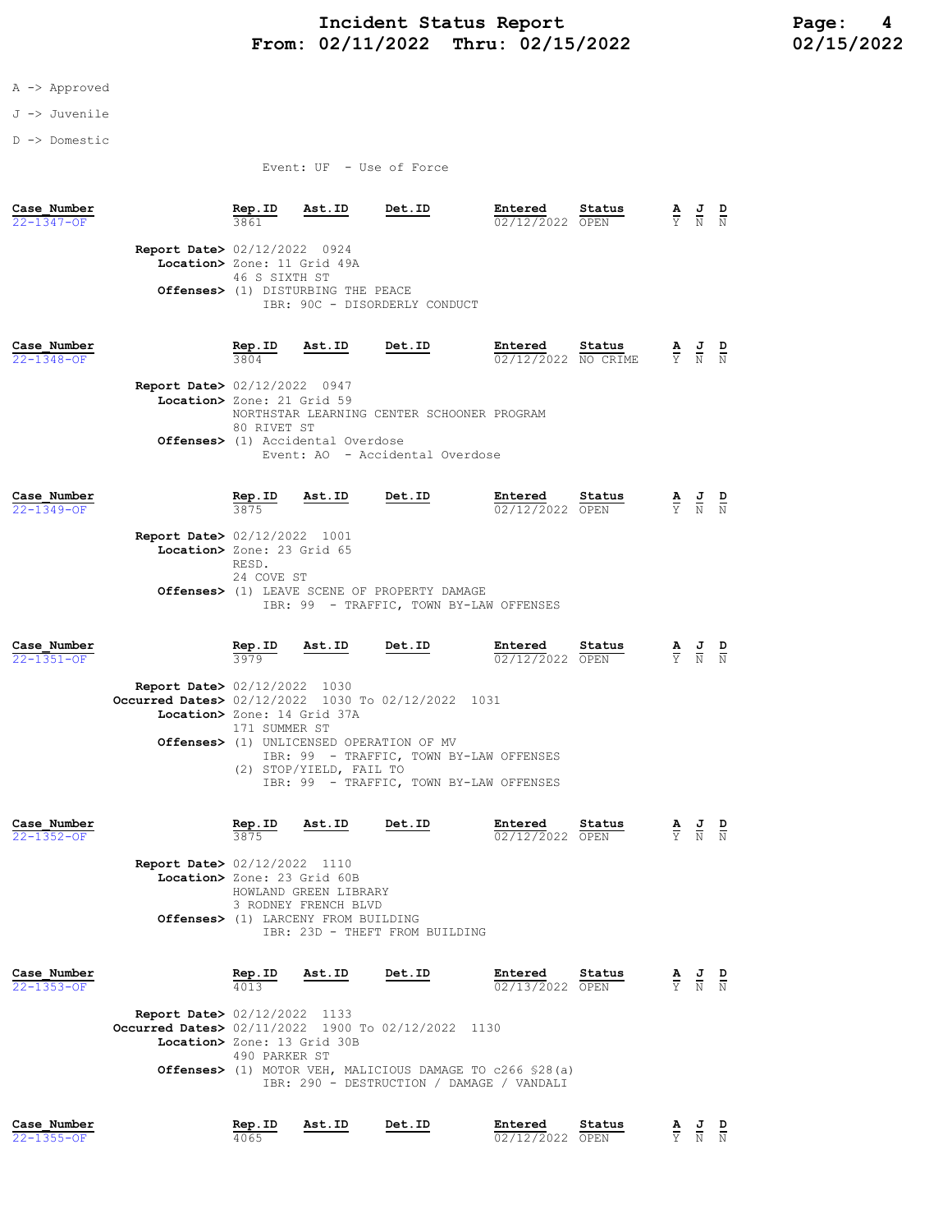A -> Approved

J -> Juvenile

D -> Domestic

Event: UF - Use of Force

| Case_Number | Rep.ID | Ast.ID | Det.ID | Entered | Status | A | J | D |
|---|---|---|---|---|---|---|---|---|
| 22-1347-OF | 3861 | | | 02/12/2022 | OPEN | Y | N | N |

**Report Date>** 02/12/2022 0924
**Location>** Zone: 11 Grid 49A
46 S SIXTH ST
**Offenses>** (1) DISTURBING THE PEACE
IBR: 90C - DISORDERLY CONDUCT

| Case_Number | Rep.ID | Ast.ID | Det.ID | Entered | Status | A | J | D |
|---|---|---|---|---|---|---|---|---|
| 22-1348-OF | 3804 | | | 02/12/2022 | NO CRIME | Y | N | N |

**Report Date>** 02/12/2022 0947
**Location>** Zone: 21 Grid 59
NORTHSTAR LEARNING CENTER SCHOONER PROGRAM
80 RIVET ST
**Offenses>** (1) Accidental Overdose
Event: AO - Accidental Overdose

| Case_Number | Rep.ID | Ast.ID | Det.ID | Entered | Status | A | J | D |
|---|---|---|---|---|---|---|---|---|
| 22-1349-OF | 3875 | | | 02/12/2022 | OPEN | Y | N | N |

**Report Date>** 02/12/2022 1001
**Location>** Zone: 23 Grid 65
RESD.
24 COVE ST
**Offenses>** (1) LEAVE SCENE OF PROPERTY DAMAGE
IBR: 99 - TRAFFIC, TOWN BY-LAW OFFENSES

| Case_Number | Rep.ID | Ast.ID | Det.ID | Entered | Status | A | J | D |
|---|---|---|---|---|---|---|---|---|
| 22-1351-OF | 3979 | | | 02/12/2022 | OPEN | Y | N | N |

**Report Date>** 02/12/2022 1030
**Occurred Dates>** 02/12/2022 1030 To 02/12/2022 1031
**Location>** Zone: 14 Grid 37A
171 SUMMER ST
**Offenses>** (1) UNLICENSED OPERATION OF MV
IBR: 99 - TRAFFIC, TOWN BY-LAW OFFENSES
(2) STOP/YIELD, FAIL TO
IBR: 99 - TRAFFIC, TOWN BY-LAW OFFENSES

| Case_Number | Rep.ID | Ast.ID | Det.ID | Entered | Status | A | J | D |
|---|---|---|---|---|---|---|---|---|
| 22-1352-OF | 3875 | | | 02/12/2022 | OPEN | Y | N | N |

**Report Date>** 02/12/2022 1110
**Location>** Zone: 23 Grid 60B
HOWLAND GREEN LIBRARY
3 RODNEY FRENCH BLVD
**Offenses>** (1) LARCENY FROM BUILDING
IBR: 23D - THEFT FROM BUILDING

| Case_Number | Rep.ID | Ast.ID | Det.ID | Entered | Status | A | J | D |
|---|---|---|---|---|---|---|---|---|
| 22-1353-OF | 4013 | | | 02/13/2022 | OPEN | Y | N | N |

**Report Date>** 02/12/2022 1133
**Occurred Dates>** 02/11/2022 1900 To 02/12/2022 1130
**Location>** Zone: 13 Grid 30B
490 PARKER ST
**Offenses>** (1) MOTOR VEH, MALICIOUS DAMAGE TO c266 §28(a)
IBR: 290 - DESTRUCTION / DAMAGE / VANDALI

| Case_Number | Rep.ID | Ast.ID | Det.ID | Entered | Status | A | J | D |
|---|---|---|---|---|---|---|---|---|
| 22-1355-OF | 4065 | | | 02/12/2022 | OPEN | Y | N | N |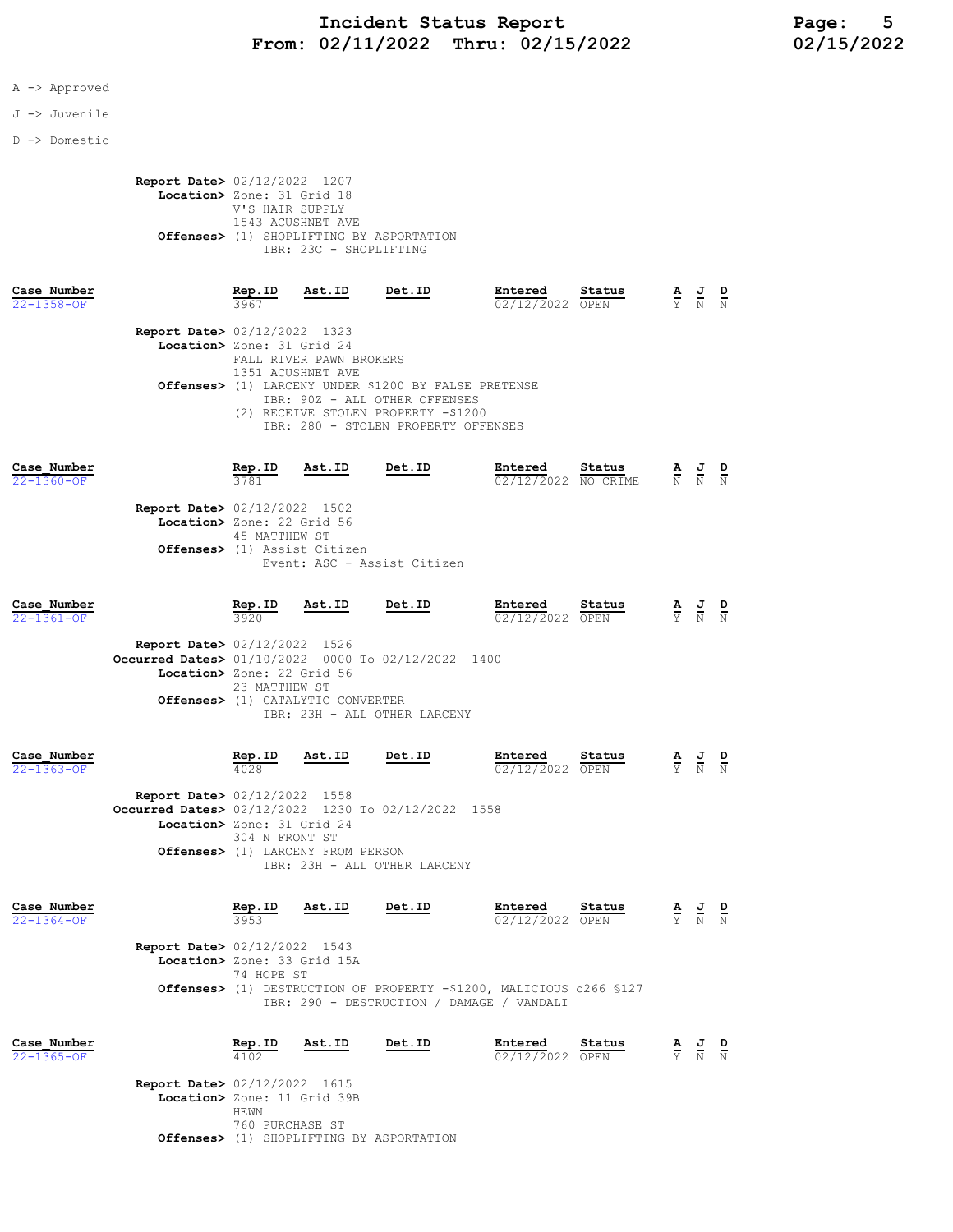A -> Approved

J -> Juvenile

D -> Domestic

**Report Date>** 02/12/2022 1207
**Location>** Zone: 31 Grid 18
V'S HAIR SUPPLY
1543 ACUSHNET AVE
**Offenses>** (1) SHOPLIFTING BY ASPORTATION
IBR: 23C - SHOPLIFTING

| Case Number | Rep.ID | Ast.ID | Det.ID | Entered | Status | A | J | D |
|---|---|---|---|---|---|---|---|---|
| 22-1358-OF | 3967 | | | 02/12/2022 | OPEN | Y | N | N |

**Report Date>** 02/12/2022 1323
**Location>** Zone: 31 Grid 24
FALL RIVER PAWN BROKERS
1351 ACUSHNET AVE
**Offenses>** (1) LARCENY UNDER $1200 BY FALSE PRETENSE
IBR: 90Z - ALL OTHER OFFENSES
(2) RECEIVE STOLEN PROPERTY -$1200
IBR: 280 - STOLEN PROPERTY OFFENSES

| Case Number | Rep.ID | Ast.ID | Det.ID | Entered | Status | A | J | D |
|---|---|---|---|---|---|---|---|---|
| 22-1360-OF | 3781 | | | 02/12/2022 | NO CRIME | N | N | N |

**Report Date>** 02/12/2022 1502
**Location>** Zone: 22 Grid 56
45 MATTHEW ST
**Offenses>** (1) Assist Citizen
Event: ASC - Assist Citizen

| Case Number | Rep.ID | Ast.ID | Det.ID | Entered | Status | A | J | D |
|---|---|---|---|---|---|---|---|---|
| 22-1361-OF | 3920 | | | 02/12/2022 | OPEN | Y | N | N |

**Report Date>** 02/12/2022 1526
**Occurred Dates>** 01/10/2022 0000 To 02/12/2022 1400
**Location>** Zone: 22 Grid 56
23 MATTHEW ST
**Offenses>** (1) CATALYTIC CONVERTER
IBR: 23H - ALL OTHER LARCENY

| Case Number | Rep.ID | Ast.ID | Det.ID | Entered | Status | A | J | D |
|---|---|---|---|---|---|---|---|---|
| 22-1363-OF | 4028 | | | 02/12/2022 | OPEN | Y | N | N |

**Report Date>** 02/12/2022 1558
**Occurred Dates>** 02/12/2022 1230 To 02/12/2022 1558
**Location>** Zone: 31 Grid 24
304 N FRONT ST
**Offenses>** (1) LARCENY FROM PERSON
IBR: 23H - ALL OTHER LARCENY

| Case Number | Rep.ID | Ast.ID | Det.ID | Entered | Status | A | J | D |
|---|---|---|---|---|---|---|---|---|
| 22-1364-OF | 3953 | | | 02/12/2022 | OPEN | Y | N | N |

**Report Date>** 02/12/2022 1543
**Location>** Zone: 33 Grid 15A
74 HOPE ST
**Offenses>** (1) DESTRUCTION OF PROPERTY -$1200, MALICIOUS c266 §127
IBR: 290 - DESTRUCTION / DAMAGE / VANDALI

| Case Number | Rep.ID | Ast.ID | Det.ID | Entered | Status | A | J | D |
|---|---|---|---|---|---|---|---|---|
| 22-1365-OF | 4102 | | | 02/12/2022 | OPEN | Y | N | N |

**Report Date>** 02/12/2022 1615
**Location>** Zone: 11 Grid 39B
HEWN
760 PURCHASE ST
**Offenses>** (1) SHOPLIFTING BY ASPORTATION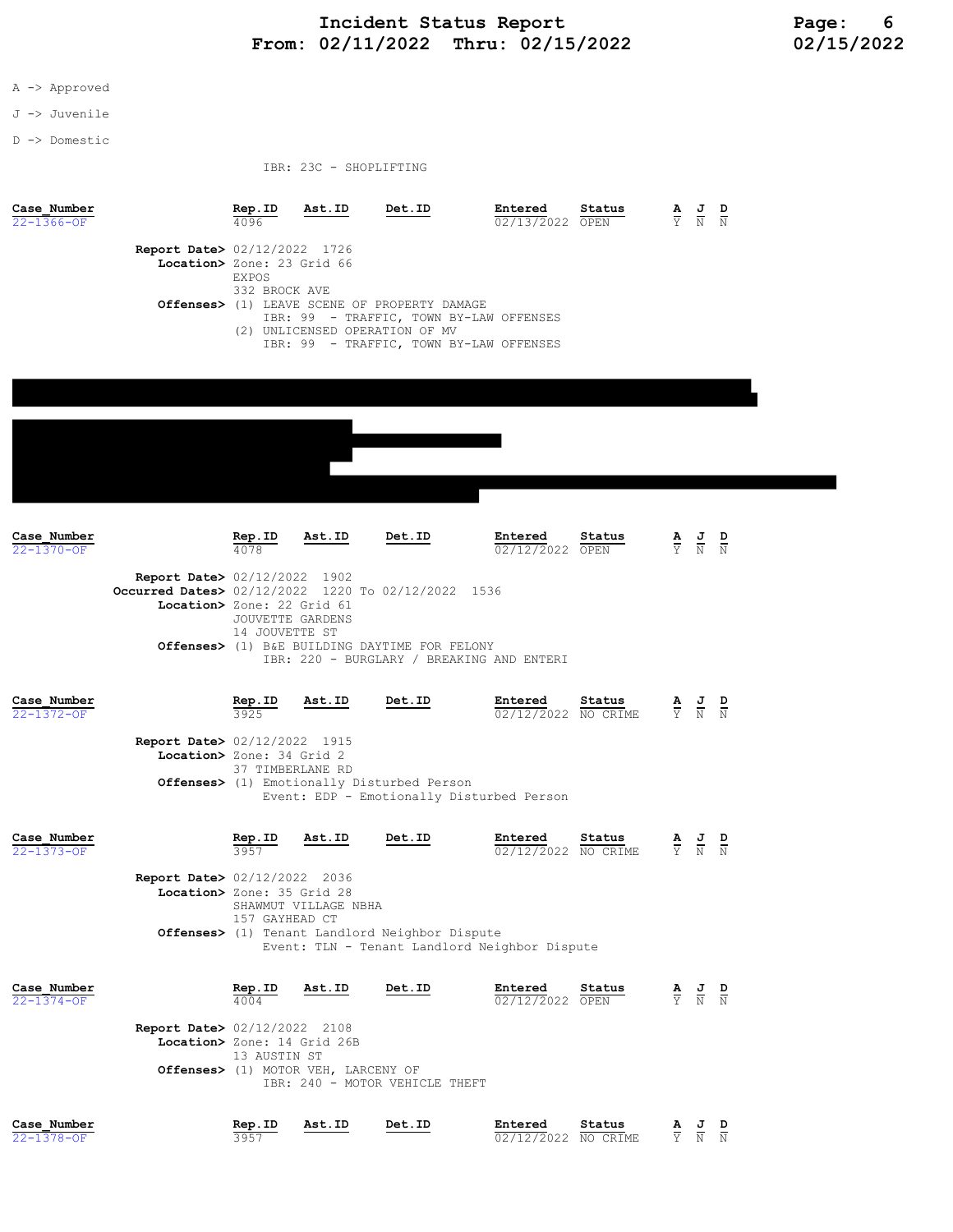A -> Approved

J -> Juvenile

D -> Domestic

IBR: 23C - SHOPLIFTING

| Case_Number | Rep.ID | Ast.ID | Det.ID | Entered | Status | A | J | D |
|---|---|---|---|---|---|---|---|---|
| 22-1366-OF | 4096 | | | 02/13/2022 | OPEN | Y | N | N |

**Report Date>** 02/12/2022 1726
**Location>** Zone: 23 Grid 66
EXPOS
332 BROCK AVE
**Offenses>** (1) LEAVE SCENE OF PROPERTY DAMAGE
IBR: 99 - TRAFFIC, TOWN BY-LAW OFFENSES
(2) UNLICENSED OPERATION OF MV
IBR: 99 - TRAFFIC, TOWN BY-LAW OFFENSES

| Case_Number | Rep.ID | Ast.ID | Det.ID | Entered | Status | A | J | D |
|---|---|---|---|---|---|---|---|---|
| 22-1370-OF | 4078 | | | 02/12/2022 | OPEN | Y | N | N |

**Report Date>** 02/12/2022 1902
**Occurred Dates>** 02/12/2022 1220 To 02/12/2022 1536
**Location>** Zone: 22 Grid 61
JOUVETTE GARDENS
14 JOUVETTE ST
**Offenses>** (1) B&E BUILDING DAYTIME FOR FELONY
IBR: 220 - BURGLARY / BREAKING AND ENTERI

| Case_Number | Rep.ID | Ast.ID | Det.ID | Entered | Status | A | J | D |
|---|---|---|---|---|---|---|---|---|
| 22-1372-OF | 3925 | | | 02/12/2022 | NO CRIME | Y | N | N |

**Report Date>** 02/12/2022 1915
**Location>** Zone: 34 Grid 2
37 TIMBERLANE RD
**Offenses>** (1) Emotionally Disturbed Person
Event: EDP - Emotionally Disturbed Person

| Case_Number | Rep.ID | Ast.ID | Det.ID | Entered | Status | A | J | D |
|---|---|---|---|---|---|---|---|---|
| 22-1373-OF | 3957 | | | 02/12/2022 | NO CRIME | Y | N | N |

**Report Date>** 02/12/2022 2036
**Location>** Zone: 35 Grid 28
SHAWMUT VILLAGE NBHA
157 GAYHEAD CT
**Offenses>** (1) Tenant Landlord Neighbor Dispute
Event: TLN - Tenant Landlord Neighbor Dispute

| Case_Number | Rep.ID | Ast.ID | Det.ID | Entered | Status | A | J | D |
|---|---|---|---|---|---|---|---|---|
| 22-1374-OF | 4004 | | | 02/12/2022 | OPEN | Y | N | N |

**Report Date>** 02/12/2022 2108
**Location>** Zone: 14 Grid 26B
13 AUSTIN ST
**Offenses>** (1) MOTOR VEH, LARCENY OF
IBR: 240 - MOTOR VEHICLE THEFT

| Case_Number | Rep.ID | Ast.ID | Det.ID | Entered | Status | A | J | D |
|---|---|---|---|---|---|---|---|---|
| 22-1378-OF | 3957 | | | 02/12/2022 | NO CRIME | Y | N | N |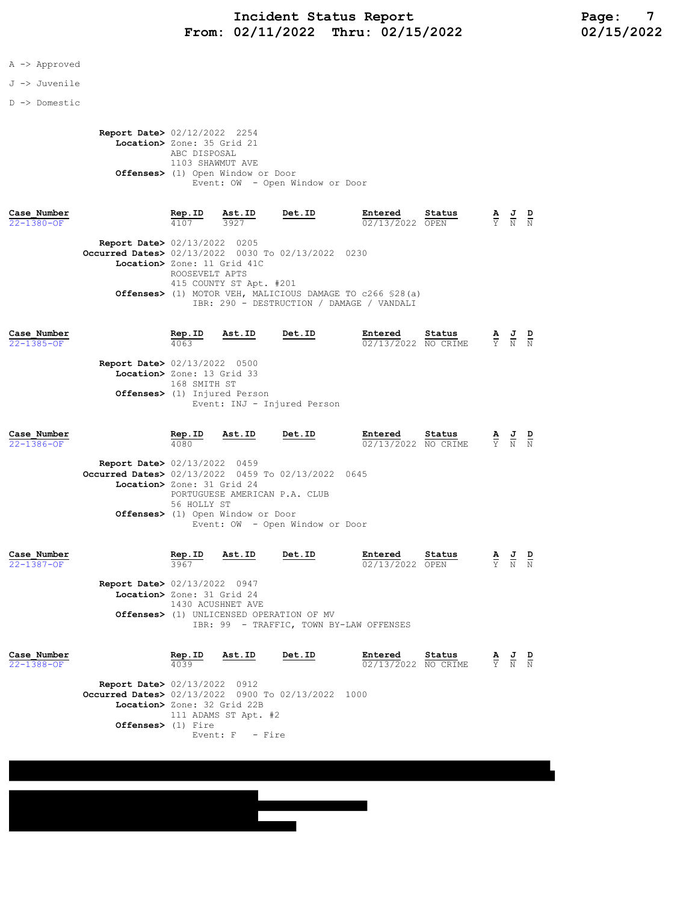A -> Approved

J -> Juvenile

D -> Domestic

**Report Date>** 02/12/2022 2254
**Location>** Zone: 35 Grid 21
ABC DISPOSAL
1103 SHAWMUT AVE
**Offenses>** (1) Open Window or Door
Event: OW - Open Window or Door

| Case_Number | Rep.ID | Ast.ID | Det.ID | Entered | Status | A | J | D |
|---|---|---|---|---|---|---|---|---|
| 22-1380-OF | 4107 | 3927 | | 02/13/2022 | OPEN | Y | N | N |

**Report Date>** 02/13/2022 0205
**Occurred Dates>** 02/13/2022 0030 To 02/13/2022 0230
**Location>** Zone: 11 Grid 41C
ROOSEVELT APTS
415 COUNTY ST Apt. #201
**Offenses>** (1) MOTOR VEH, MALICIOUS DAMAGE TO c266 §28(a)
IBR: 290 - DESTRUCTION / DAMAGE / VANDALI

| Case_Number | Rep.ID | Ast.ID | Det.ID | Entered | Status | A | J | D |
|---|---|---|---|---|---|---|---|---|
| 22-1385-OF | 4063 | | | 02/13/2022 | NO CRIME | Y | N | N |

**Report Date>** 02/13/2022 0500
**Location>** Zone: 13 Grid 33
168 SMITH ST
**Offenses>** (1) Injured Person
Event: INJ - Injured Person

| Case_Number | Rep.ID | Ast.ID | Det.ID | Entered | Status | A | J | D |
|---|---|---|---|---|---|---|---|---|
| 22-1386-OF | 4080 | | | 02/13/2022 | NO CRIME | Y | N | N |

**Report Date>** 02/13/2022 0459
**Occurred Dates>** 02/13/2022 0459 To 02/13/2022 0645
**Location>** Zone: 31 Grid 24
PORTUGUESE AMERICAN P.A. CLUB
56 HOLLY ST
**Offenses>** (1) Open Window or Door
Event: OW - Open Window or Door

| Case_Number | Rep.ID | Ast.ID | Det.ID | Entered | Status | A | J | D |
|---|---|---|---|---|---|---|---|---|
| 22-1387-OF | 3967 | | | 02/13/2022 | OPEN | Y | N | N |

**Report Date>** 02/13/2022 0947
**Location>** Zone: 31 Grid 24
1430 ACUSHNET AVE
**Offenses>** (1) UNLICENSED OPERATION OF MV
IBR: 99 - TRAFFIC, TOWN BY-LAW OFFENSES

| Case_Number | Rep.ID | Ast.ID | Det.ID | Entered | Status | A | J | D |
|---|---|---|---|---|---|---|---|---|
| 22-1388-OF | 4039 | | | 02/13/2022 | NO CRIME | Y | N | N |

**Report Date>** 02/13/2022 0912
**Occurred Dates>** 02/13/2022 0900 To 02/13/2022 1000
**Location>** Zone: 32 Grid 22B
111 ADAMS ST Apt. #2
**Offenses>** (1) Fire
Event: F - Fire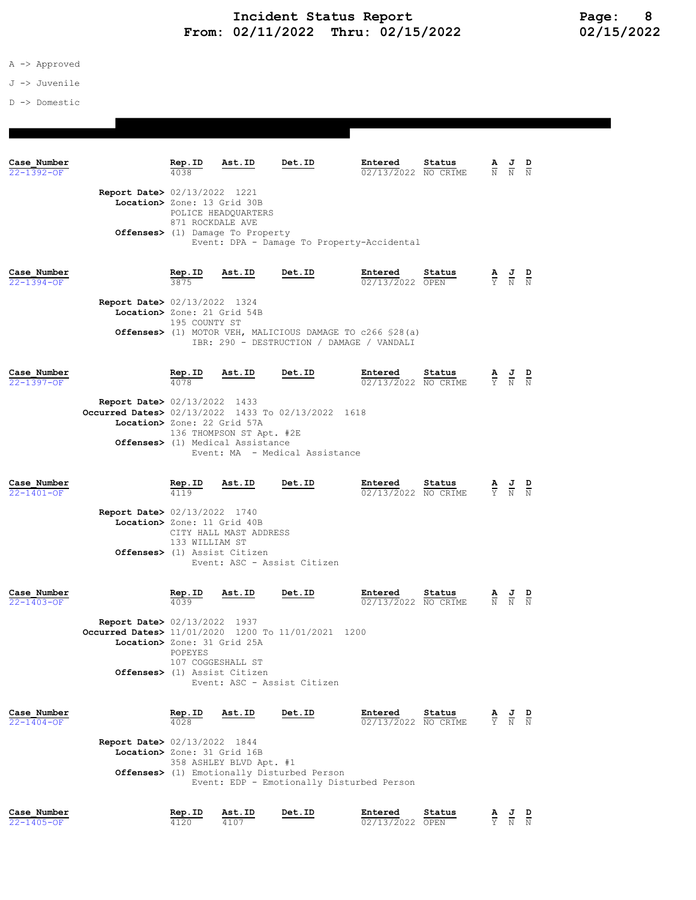# Incident Status Report
## From: 02/11/2022 Thru: 02/15/2022

A -> Approved

J -> Juvenile

D -> Domestic

| Case_Number | Rep.ID | Ast.ID | Det.ID | Entered | Status | A | J | D |
|---|---|---|---|---|---|---|---|---|
| 22-1392-OF | 4038 | | | 02/13/2022 | NO CRIME | N | N | N |

**Report Date>** 02/13/2022 1221
**Location>** Zone: 13 Grid 30B
POLICE HEADQUARTERS
871 ROCKDALE AVE
**Offenses>** (1) Damage To Property
Event: DPA - Damage To Property-Accidental

| Case_Number | Rep.ID | Ast.ID | Det.ID | Entered | Status | A | J | D |
|---|---|---|---|---|---|---|---|---|
| 22-1394-OF | 3875 | | | 02/13/2022 | OPEN | Y | N | N |

**Report Date>** 02/13/2022 1324
**Location>** Zone: 21 Grid 54B
195 COUNTY ST
**Offenses>** (1) MOTOR VEH, MALICIOUS DAMAGE TO c266 §28(a)
IBR: 290 - DESTRUCTION / DAMAGE / VANDALI

| Case_Number | Rep.ID | Ast.ID | Det.ID | Entered | Status | A | J | D |
|---|---|---|---|---|---|---|---|---|
| 22-1397-OF | 4078 | | | 02/13/2022 | NO CRIME | Y | N | N |

**Report Date>** 02/13/2022 1433
**Occurred Dates>** 02/13/2022 1433 To 02/13/2022 1618
**Location>** Zone: 22 Grid 57A
136 THOMPSON ST Apt. #2E
**Offenses>** (1) Medical Assistance
Event: MA - Medical Assistance

| Case_Number | Rep.ID | Ast.ID | Det.ID | Entered | Status | A | J | D |
|---|---|---|---|---|---|---|---|---|
| 22-1401-OF | 4119 | | | 02/13/2022 | NO CRIME | Y | N | N |

**Report Date>** 02/13/2022 1740
**Location>** Zone: 11 Grid 40B
CITY HALL MAST ADDRESS
133 WILLIAM ST
**Offenses>** (1) Assist Citizen
Event: ASC - Assist Citizen

| Case_Number | Rep.ID | Ast.ID | Det.ID | Entered | Status | A | J | D |
|---|---|---|---|---|---|---|---|---|
| 22-1403-OF | 4039 | | | 02/13/2022 | NO CRIME | N | N | N |

**Report Date>** 02/13/2022 1937
**Occurred Dates>** 11/01/2020 1200 To 11/01/2021 1200
**Location>** Zone: 31 Grid 25A
POPEYES
107 COGGESHALL ST
**Offenses>** (1) Assist Citizen
Event: ASC - Assist Citizen

| Case_Number | Rep.ID | Ast.ID | Det.ID | Entered | Status | A | J | D |
|---|---|---|---|---|---|---|---|---|
| 22-1404-OF | 4028 | | | 02/13/2022 | NO CRIME | Y | N | N |

**Report Date>** 02/13/2022 1844
**Location>** Zone: 31 Grid 16B
358 ASHLEY BLVD Apt. #1
**Offenses>** (1) Emotionally Disturbed Person
Event: EDP - Emotionally Disturbed Person

| Case_Number | Rep.ID | Ast.ID | Det.ID | Entered | Status | A | J | D |
|---|---|---|---|---|---|---|---|---|
| 22-1405-OF | 4120 | 4107 | | 02/13/2022 | OPEN | Y | N | N |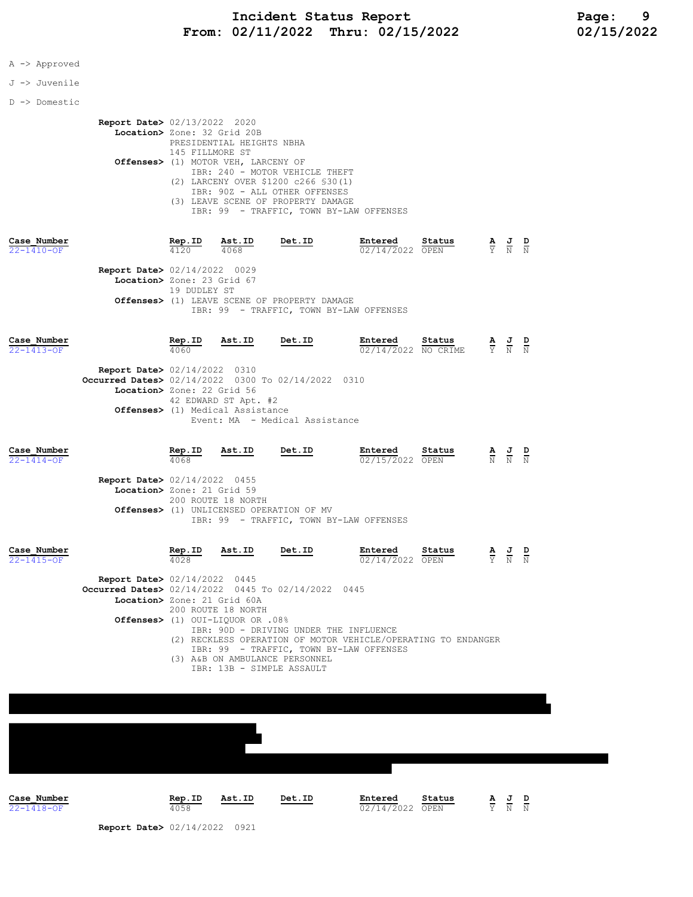A -> Approved

J -> Juvenile

D -> Domestic

**Report Date>** 02/13/2022 2020
**Location>** Zone: 32 Grid 20B
PRESIDENTIAL HEIGHTS NBHA
145 FILLMORE ST
**Offenses>** (1) MOTOR VEH, LARCENY OF
IBR: 240 - MOTOR VEHICLE THEFT
(2) LARCENY OVER $1200 c266 §30(1)
IBR: 90Z - ALL OTHER OFFENSES
(3) LEAVE SCENE OF PROPERTY DAMAGE
IBR: 99 - TRAFFIC, TOWN BY-LAW OFFENSES

| Case Number | Rep.ID | Ast.ID | Det.ID | Entered | Status | A | J | D |
|---|---|---|---|---|---|---|---|---|
| 22-1410-OF | 4120 | 4068 | | 02/14/2022 | OPEN | Y | N | N |

**Report Date>** 02/14/2022 0029
**Location>** Zone: 23 Grid 67
19 DUDLEY ST
**Offenses>** (1) LEAVE SCENE OF PROPERTY DAMAGE
IBR: 99 - TRAFFIC, TOWN BY-LAW OFFENSES

| Case Number | Rep.ID | Ast.ID | Det.ID | Entered | Status | A | J | D |
|---|---|---|---|---|---|---|---|---|
| 22-1413-OF | 4060 | | | 02/14/2022 | NO CRIME | Y | N | N |

**Report Date>** 02/14/2022 0310
**Occurred Dates>** 02/14/2022 0300 To 02/14/2022 0310
**Location>** Zone: 22 Grid 56
42 EDWARD ST Apt. #2
**Offenses>** (1) Medical Assistance
Event: MA - Medical Assistance

| Case Number | Rep.ID | Ast.ID | Det.ID | Entered | Status | A | J | D |
|---|---|---|---|---|---|---|---|---|
| 22-1414-OF | 4068 | | | 02/15/2022 | OPEN | N | N | N |

**Report Date>** 02/14/2022 0455
**Location>** Zone: 21 Grid 59
200 ROUTE 18 NORTH
**Offenses>** (1) UNLICENSED OPERATION OF MV
IBR: 99 - TRAFFIC, TOWN BY-LAW OFFENSES

| Case Number | Rep.ID | Ast.ID | Det.ID | Entered | Status | A | J | D |
|---|---|---|---|---|---|---|---|---|
| 22-1415-OF | 4028 | | | 02/14/2022 | OPEN | Y | N | N |

**Report Date>** 02/14/2022 0445
**Occurred Dates>** 02/14/2022 0445 To 02/14/2022 0445
**Location>** Zone: 21 Grid 60A
200 ROUTE 18 NORTH
**Offenses>** (1) OUI-LIQUOR OR .08%
IBR: 90D - DRIVING UNDER THE INFLUENCE
(2) RECKLESS OPERATION OF MOTOR VEHICLE/OPERATING TO ENDANGER
IBR: 99 - TRAFFIC, TOWN BY-LAW OFFENSES
(3) A&B ON AMBULANCE PERSONNEL
IBR: 13B - SIMPLE ASSAULT

| Case Number | Rep.ID | Ast.ID | Det.ID | Entered | Status | A | J | D |
|---|---|---|---|---|---|---|---|---|
| 22-1418-OF | 4058 | | | 02/14/2022 | OPEN | Y | N | N |

**Report Date>** 02/14/2022 0921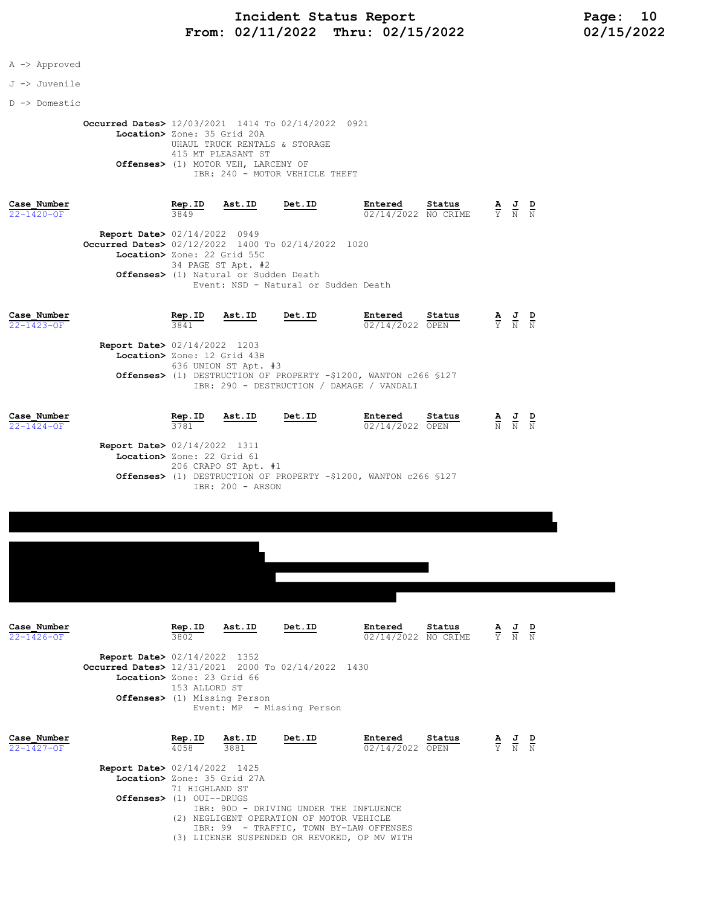A -> Approved

J -> Juvenile

D -> Domestic

**Occurred Dates>** 12/03/2021 1414 To 02/14/2022 0921
**Location>** Zone: 35 Grid 20A
UHAUL TRUCK RENTALS & STORAGE
415 MT PLEASANT ST
**Offenses>** (1) MOTOR VEH, LARCENY OF
IBR: 240 - MOTOR VEHICLE THEFT

| Case_Number | Rep.ID | Ast.ID | Det.ID | Entered | Status | A | J | D |
|---|---|---|---|---|---|---|---|---|
| 22-1420-OF | 3849 | | | 02/14/2022 | NO CRIME | Y | N | N |

**Report Date>** 02/14/2022 0949
**Occurred Dates>** 02/12/2022 1400 To 02/14/2022 1020
**Location>** Zone: 22 Grid 55C
34 PAGE ST Apt. #2
**Offenses>** (1) Natural or Sudden Death
Event: NSD - Natural or Sudden Death

| Case_Number | Rep.ID | Ast.ID | Det.ID | Entered | Status | A | J | D |
|---|---|---|---|---|---|---|---|---|
| 22-1423-OF | 3841 | | | 02/14/2022 | OPEN | Y | N | N |

**Report Date>** 02/14/2022 1203
**Location>** Zone: 12 Grid 43B
636 UNION ST Apt. #3
**Offenses>** (1) DESTRUCTION OF PROPERTY -$1200, WANTON c266 §127
IBR: 290 - DESTRUCTION / DAMAGE / VANDALI

| Case_Number | Rep.ID | Ast.ID | Det.ID | Entered | Status | A | J | D |
|---|---|---|---|---|---|---|---|---|
| 22-1424-OF | 3781 | | | 02/14/2022 | OPEN | N | N | N |

**Report Date>** 02/14/2022 1311
**Location>** Zone: 22 Grid 61
206 CRAPO ST Apt. #1
**Offenses>** (1) DESTRUCTION OF PROPERTY -$1200, WANTON c266 §127
IBR: 200 - ARSON

| Case_Number | Rep.ID | Ast.ID | Det.ID | Entered | Status | A | J | D |
|---|---|---|---|---|---|---|---|---|
| 22-1426-OF | 3802 | | | 02/14/2022 | NO CRIME | Y | N | N |

**Report Date>** 02/14/2022 1352
**Occurred Dates>** 12/31/2021 2000 To 02/14/2022 1430
**Location>** Zone: 23 Grid 66
153 ALLORD ST
**Offenses>** (1) Missing Person
Event: MP - Missing Person

| Case_Number | Rep.ID | Ast.ID | Det.ID | Entered | Status | A | J | D |
|---|---|---|---|---|---|---|---|---|
| 22-1427-OF | 4058 | 3881 | | 02/14/2022 | OPEN | Y | N | N |

**Report Date>** 02/14/2022 1425
**Location>** Zone: 35 Grid 27A
71 HIGHLAND ST
**Offenses>** (1) OUI--DRUGS
IBR: 90D - DRIVING UNDER THE INFLUENCE
(2) NEGLIGENT OPERATION OF MOTOR VEHICLE
IBR: 99 - TRAFFIC, TOWN BY-LAW OFFENSES
(3) LICENSE SUSPENDED OR REVOKED, OP MV WITH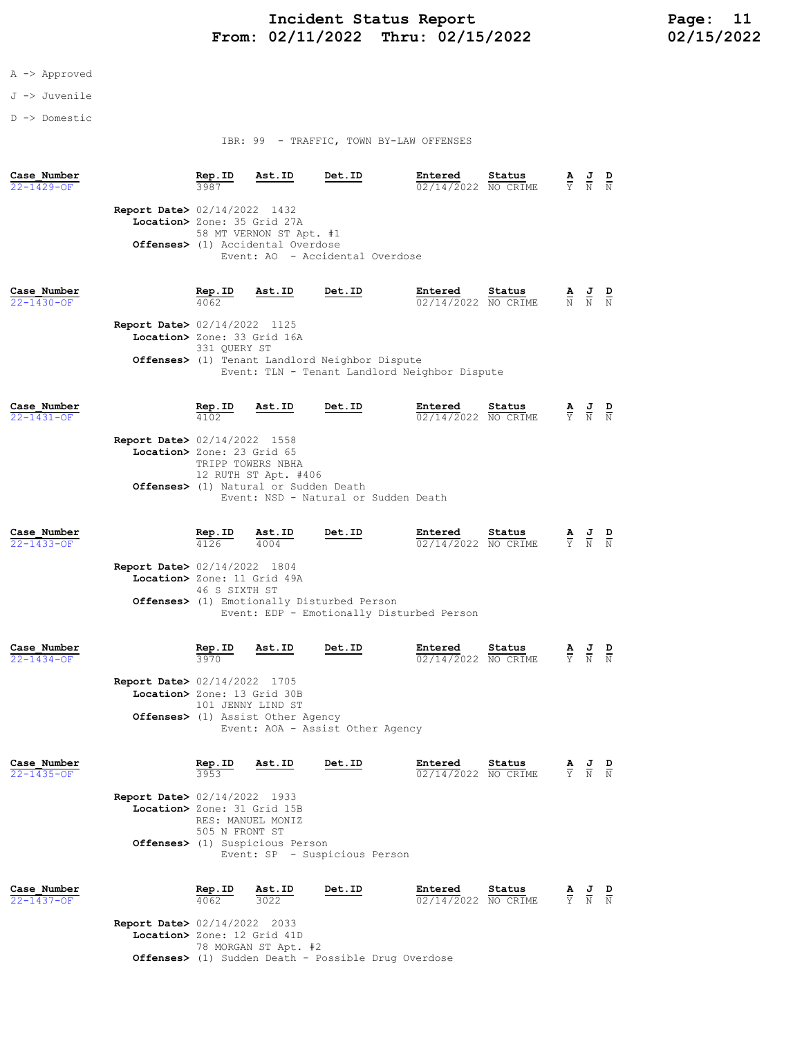# Incident Status Report
## From: 02/11/2022 Thru: 02/15/2022

A -> Approved

J -> Juvenile

D -> Domestic

IBR: 99 - TRAFFIC, TOWN BY-LAW OFFENSES

| Case_Number | Rep.ID | Ast.ID | Det.ID | Entered | Status | A | J | D |
|---|---|---|---|---|---|---|---|---|
| 22-1429-OF | 3987 | | | 02/14/2022 | NO CRIME | Y | N | N |

**Report Date>** 02/14/2022 1432
**Location>** Zone: 35 Grid 27A
58 MT VERNON ST Apt. #1
**Offenses>** (1) Accidental Overdose
Event: AO - Accidental Overdose

| Case_Number | Rep.ID | Ast.ID | Det.ID | Entered | Status | A | J | D |
|---|---|---|---|---|---|---|---|---|
| 22-1430-OF | 4062 | | | 02/14/2022 | NO CRIME | N | N | N |

**Report Date>** 02/14/2022 1125
**Location>** Zone: 33 Grid 16A
331 QUERY ST
**Offenses>** (1) Tenant Landlord Neighbor Dispute
Event: TLN - Tenant Landlord Neighbor Dispute

| Case_Number | Rep.ID | Ast.ID | Det.ID | Entered | Status | A | J | D |
|---|---|---|---|---|---|---|---|---|
| 22-1431-OF | 4102 | | | 02/14/2022 | NO CRIME | Y | N | N |

**Report Date>** 02/14/2022 1558
**Location>** Zone: 23 Grid 65
TRIPP TOWERS NBHA
12 RUTH ST Apt. #406
**Offenses>** (1) Natural or Sudden Death
Event: NSD - Natural or Sudden Death

| Case_Number | Rep.ID | Ast.ID | Det.ID | Entered | Status | A | J | D |
|---|---|---|---|---|---|---|---|---|
| 22-1433-OF | 4126 | 4004 | | 02/14/2022 | NO CRIME | Y | N | N |

**Report Date>** 02/14/2022 1804
**Location>** Zone: 11 Grid 49A
46 S SIXTH ST
**Offenses>** (1) Emotionally Disturbed Person
Event: EDP - Emotionally Disturbed Person

| Case_Number | Rep.ID | Ast.ID | Det.ID | Entered | Status | A | J | D |
|---|---|---|---|---|---|---|---|---|
| 22-1434-OF | 3970 | | | 02/14/2022 | NO CRIME | Y | N | N |

**Report Date>** 02/14/2022 1705
**Location>** Zone: 13 Grid 30B
101 JENNY LIND ST
**Offenses>** (1) Assist Other Agency
Event: AOA - Assist Other Agency

| Case_Number | Rep.ID | Ast.ID | Det.ID | Entered | Status | A | J | D |
|---|---|---|---|---|---|---|---|---|
| 22-1435-OF | 3953 | | | 02/14/2022 | NO CRIME | Y | N | N |

**Report Date>** 02/14/2022 1933
**Location>** Zone: 31 Grid 15B
RES: MANUEL MONIZ
505 N FRONT ST
**Offenses>** (1) Suspicious Person
Event: SP - Suspicious Person

| Case_Number | Rep.ID | Ast.ID | Det.ID | Entered | Status | A | J | D |
|---|---|---|---|---|---|---|---|---|
| 22-1437-OF | 4062 | 3022 | | 02/14/2022 | NO CRIME | Y | N | N |

**Report Date>** 02/14/2022 2033
**Location>** Zone: 12 Grid 41D
78 MORGAN ST Apt. #2
**Offenses>** (1) Sudden Death - Possible Drug Overdose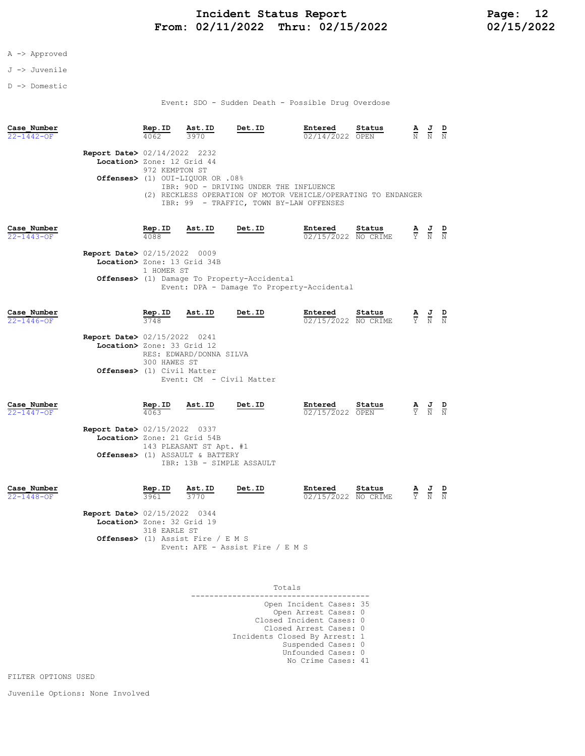# Incident Status Report
## From: 02/11/2022 Thru: 02/15/2022

A -> Approved

J -> Juvenile

D -> Domestic

Event: SDO - Sudden Death - Possible Drug Overdose

| Case_Number | Rep.ID | Ast.ID | Det.ID | Entered | Status | A | J | D |
|---|---|---|---|---|---|---|---|---|
| 22-1442-OF | 4062 | 3970 | | 02/14/2022 | OPEN | N | N | N |

**Report Date>** 02/14/2022 2232
**Location>** Zone: 12 Grid 44
972 KEMPTON ST
**Offenses>** (1) OUI-LIQUOR OR .08%
IBR: 90D - DRIVING UNDER THE INFLUENCE
(2) RECKLESS OPERATION OF MOTOR VEHICLE/OPERATING TO ENDANGER
IBR: 99 - TRAFFIC, TOWN BY-LAW OFFENSES

| Case_Number | Rep.ID | Ast.ID | Det.ID | Entered | Status | A | J | D |
|---|---|---|---|---|---|---|---|---|
| 22-1443-OF | 4088 | | | 02/15/2022 | NO CRIME | Y | N | N |

**Report Date>** 02/15/2022 0009
**Location>** Zone: 13 Grid 34B
1 HOMER ST
**Offenses>** (1) Damage To Property-Accidental
Event: DPA - Damage To Property-Accidental

| Case_Number | Rep.ID | Ast.ID | Det.ID | Entered | Status | A | J | D |
|---|---|---|---|---|---|---|---|---|
| 22-1446-OF | 3748 | | | 02/15/2022 | NO CRIME | Y | N | N |

**Report Date>** 02/15/2022 0241
**Location>** Zone: 33 Grid 12
RES: EDWARD/DONNA SILVA
300 HAWES ST
**Offenses>** (1) Civil Matter
Event: CM - Civil Matter

| Case_Number | Rep.ID | Ast.ID | Det.ID | Entered | Status | A | J | D |
|---|---|---|---|---|---|---|---|---|
| 22-1447-OF | 4063 | | | 02/15/2022 | OPEN | Y | N | N |

**Report Date>** 02/15/2022 0337
**Location>** Zone: 21 Grid 54B
143 PLEASANT ST Apt. #1
**Offenses>** (1) ASSAULT & BATTERY
IBR: 13B - SIMPLE ASSAULT

| Case_Number | Rep.ID | Ast.ID | Det.ID | Entered | Status | A | J | D |
|---|---|---|---|---|---|---|---|---|
| 22-1448-OF | 3961 | 3770 | | 02/15/2022 | NO CRIME | Y | N | N |

**Report Date>** 02/15/2022 0344
**Location>** Zone: 32 Grid 19
318 EARLE ST
**Offenses>** (1) Assist Fire / E M S
Event: AFE - Assist Fire / E M S

### Totals

| | |
|---|---|
| Open Incident Cases: | 35 |
| Open Arrest Cases: | 0 |
| Closed Incident Cases: | 0 |
| Closed Arrest Cases: | 0 |
| Incidents Closed By Arrest: | 1 |
| Suspended Cases: | 0 |
| Unfounded Cases: | 0 |
| No Crime Cases: | 41 |

FILTER OPTIONS USED

Juvenile Options: None Involved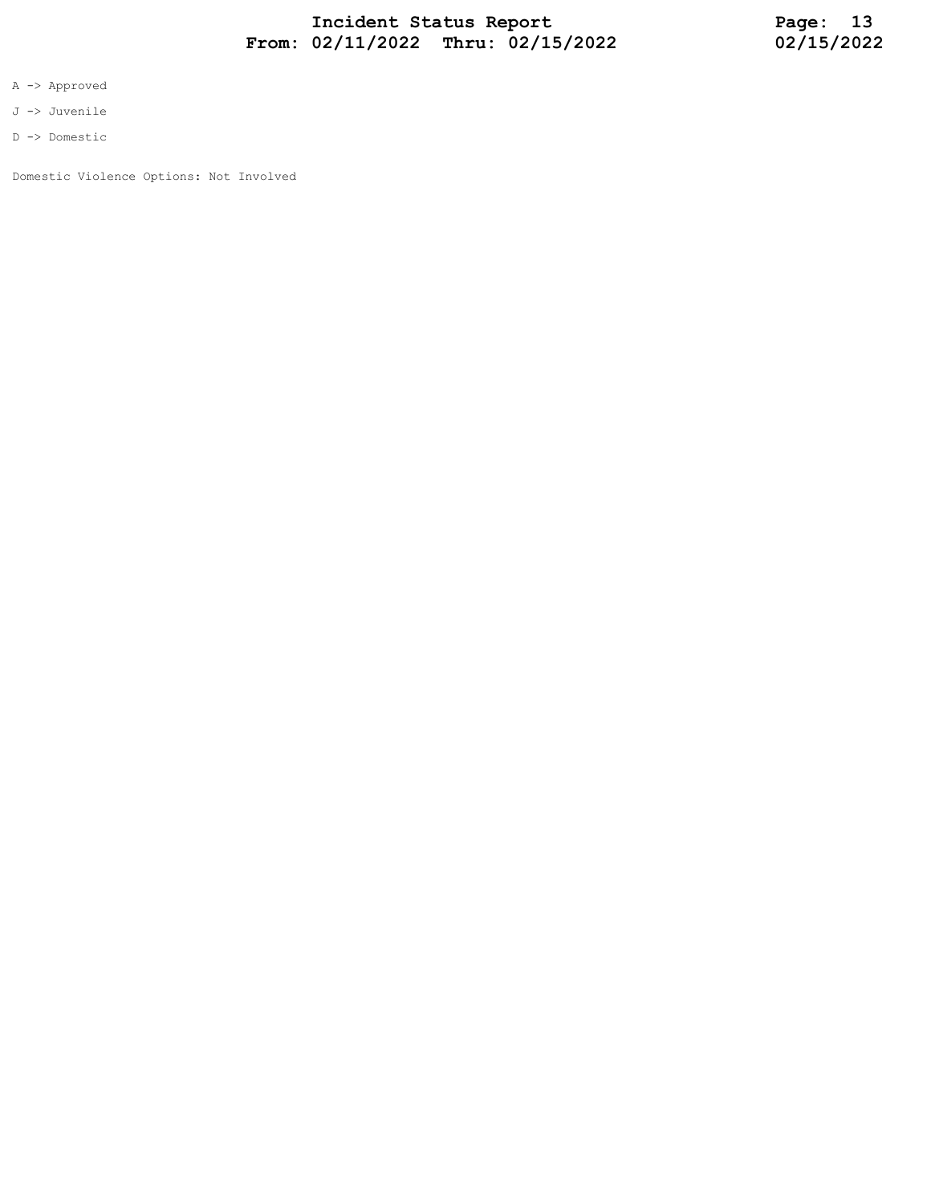A -> Approved

J -> Juvenile

D -> Domestic

Domestic Violence Options: Not Involved